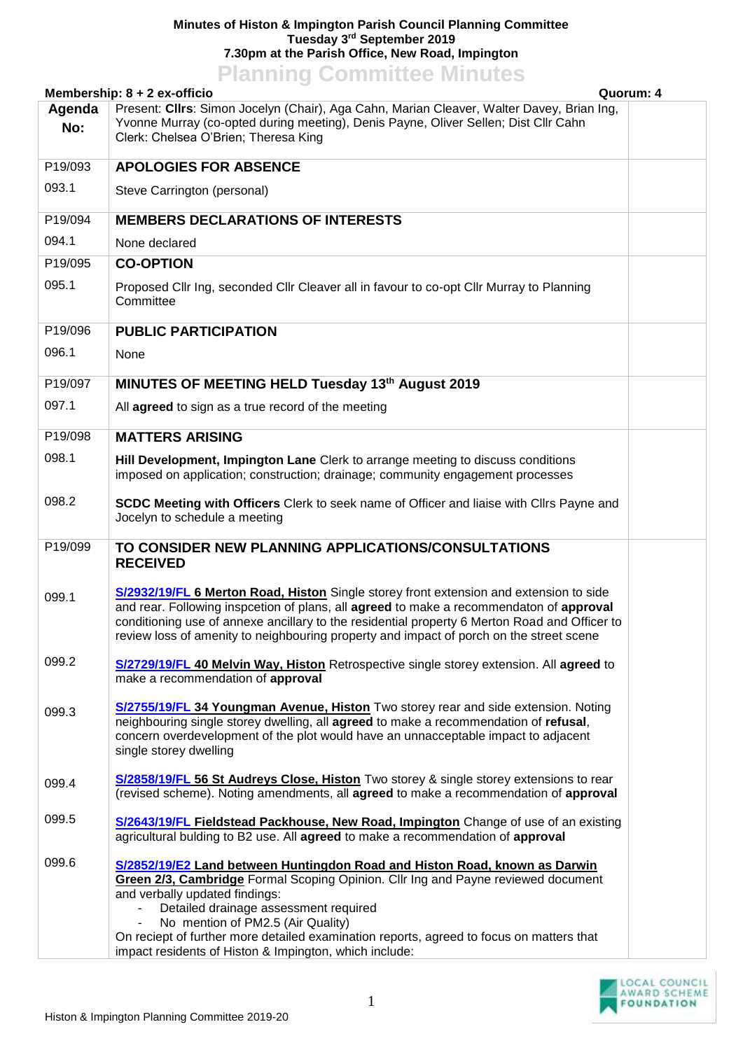**Minutes of Histon & Impington Parish Council Planning Committee**
**Tuesday 3rd September 2019**
**7.30pm at the Parish Office, New Road, Impington**

# Planning Committee Minutes

**Membership: 8 + 2 ex-officio** **Quorum: 4**

| Agenda No: | Present: **Cllrs**: Simon Jocelyn (Chair), Aga Cahn, Marian Cleaver, Walter Davey, Brian Ing, Yvonne Murray (co-opted during meeting), Denis Payne, Oliver Sellen; Dist Cllr Cahn Clerk: Chelsea O'Brien; Theresa King | |
|---|---|---|
| P19/093 | **APOLOGIES FOR ABSENCE** | |
| 093.1 | Steve Carrington (personal) | |
| P19/094 | **MEMBERS DECLARATIONS OF INTERESTS** | |
| 094.1 | None declared | |
| P19/095 | **CO-OPTION** | |
| 095.1 | Proposed Cllr Ing, seconded Cllr Cleaver all in favour to co-opt Cllr Murray to Planning Committee | |
| P19/096 | **PUBLIC PARTICIPATION** | |
| 096.1 | None | |
| P19/097 | **MINUTES OF MEETING HELD Tuesday 13th August 2019** | |
| 097.1 | All **agreed** to sign as a true record of the meeting | |
| P19/098 | **MATTERS ARISING** | |
| 098.1 | **Hill Development, Impington Lane** Clerk to arrange meeting to discuss conditions imposed on application; construction; drainage; community engagement processes | |
| 098.2 | **SCDC Meeting with Officers** Clerk to seek name of Officer and liaise with Cllrs Payne and Jocelyn to schedule a meeting | |
| P19/099 | **TO CONSIDER NEW PLANNING APPLICATIONS/CONSULTATIONS RECEIVED** | |
| 099.1 | **S/2932/19/FL 6 Merton Road, Histon** Single storey front extension and extension to side and rear. Following inspcetion of plans, all **agreed** to make a recommendaton of **approval** conditioning use of annexe ancillary to the residential property 6 Merton Road and Officer to review loss of amenity to neighbouring property and impact of porch on the street scene | |
| 099.2 | **S/2729/19/FL 40 Melvin Way, Histon** Retrospective single storey extension. All **agreed** to make a recommendation of **approval** | |
| 099.3 | **S/2755/19/FL 34 Youngman Avenue, Histon** Two storey rear and side extension. Noting neighbouring single storey dwelling, all **agreed** to make a recommendation of **refusal**, concern overdevelopment of the plot would have an unnacceptable impact to adjacent single storey dwelling | |
| 099.4 | **S/2858/19/FL 56 St Audreys Close, Histon** Two storey & single storey extensions to rear (revised scheme). Noting amendments, all **agreed** to make a recommendation of **approval** | |
| 099.5 | **S/2643/19/FL Fieldstead Packhouse, New Road, Impington** Change of use of an existing agricultural bulding to B2 use. All **agreed** to make a recommendation of **approval** | |
| 099.6 | **S/2852/19/E2 Land between Huntingdon Road and Histon Road, known as Darwin Green 2/3, Cambridge** Formal Scoping Opinion. Cllr Ing and Payne reviewed document and verbally updated findings:<br>- Detailed drainage assessment required<br>- No mention of PM2.5 (Air Quality)<br>On reciept of further more detailed examination reports, agreed to focus on matters that impact residents of Histon & Impington, which include: | |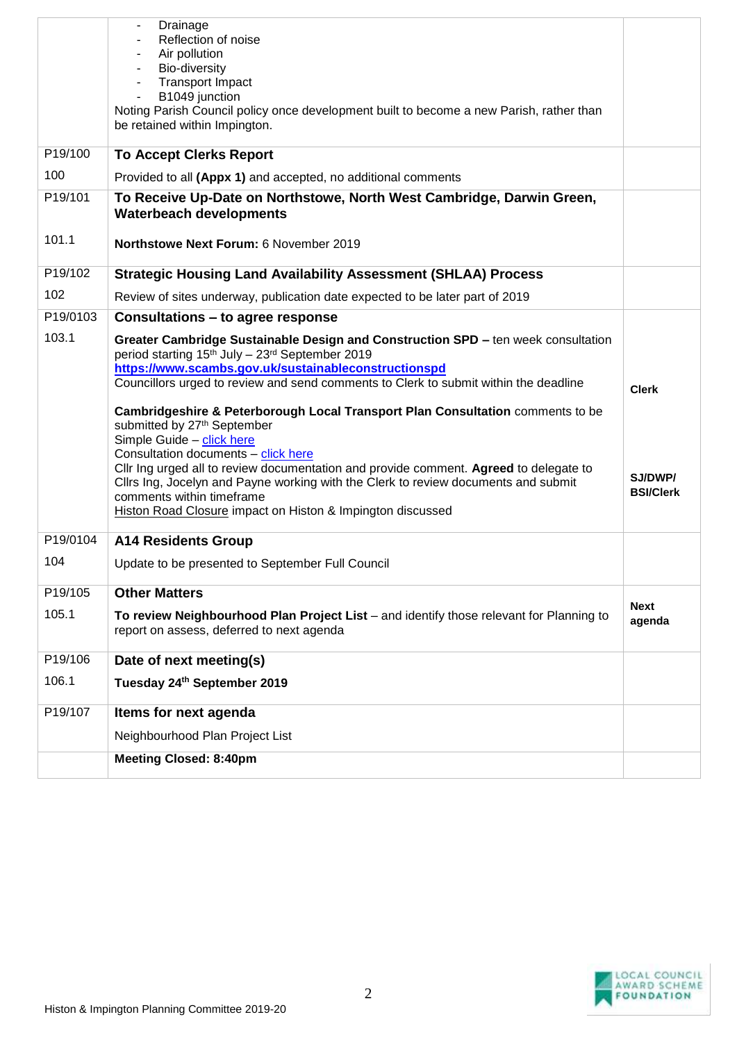| | | |
|---|---|---|
| | - Drainage<br>- Reflection of noise<br>- Air pollution<br>- Bio-diversity<br>- Transport Impact<br>- B1049 junction<br>Noting Parish Council policy once development built to become a new Parish, rather than be retained within Impington. | |
| P19/100 | **To Accept Clerks Report** | |
| 100 | Provided to all **(Appx 1)** and accepted, no additional comments | |
| P19/101 | **To Receive Up-Date on Northstowe, North West Cambridge, Darwin Green, Waterbeach developments** | |
| 101.1 | **Northstowe Next Forum:** 6 November 2019 | |
| P19/102 | **Strategic Housing Land Availability Assessment (SHLAA) Process** | |
| 102 | Review of sites underway, publication date expected to be later part of 2019 | |
| P19/0103 | **Consultations – to agree response** | |
| 103.1 | **Greater Cambridge Sustainable Design and Construction SPD –** ten week consultation period starting 15th July – 23rd September 2019<br>**https://www.scambs.gov.uk/sustainableconstructionspd**<br>Councillors urged to review and send comments to Clerk to submit within the deadline | **Clerk** |
| | **Cambridgeshire & Peterborough Local Transport Plan Consultation** comments to be submitted by 27th September<br>Simple Guide – click here<br>Consultation documents – click here<br>Cllr Ing urged all to review documentation and provide comment. **Agreed** to delegate to Cllrs Ing, Jocelyn and Payne working with the Clerk to review documents and submit comments within timeframe<br>Histon Road Closure impact on Histon & Impington discussed | **SJ/DWP/ BSI/Clerk** |
| P19/0104 | **A14 Residents Group** | |
| 104 | Update to be presented to September Full Council | |
| P19/105 | **Other Matters** | |
| 105.1 | **To review Neighbourhood Plan Project List** – and identify those relevant for Planning to report on assess, deferred to next agenda | **Next agenda** |
| P19/106 | **Date of next meeting(s)** | |
| 106.1 | **Tuesday 24th September 2019** | |
| P19/107 | **Items for next agenda** | |
| | Neighbourhood Plan Project List | |
| | **Meeting Closed: 8:40pm** | |